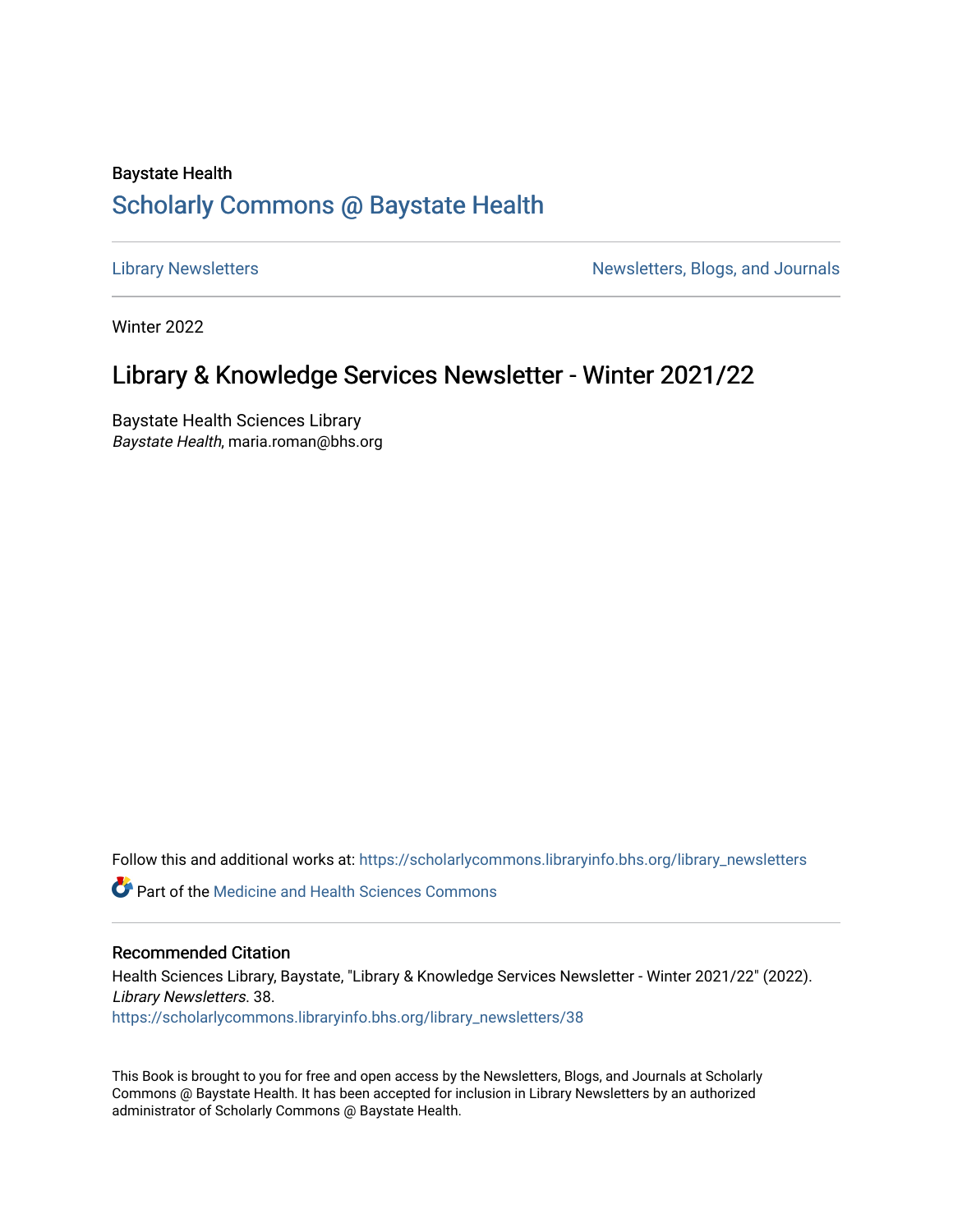Baystate Health

# Scholarly Commons @ Baystate Health

Library Newsletters | Newsletters, Blogs, and Journals

Winter 2022

## Library & Knowledge Services Newsletter - Winter 2021/22

Baystate Health Sciences Library
*Baystate Health*, maria.roman@bhs.org

Follow this and additional works at: https://scholarlycommons.libraryinfo.bhs.org/library_newsletters

Part of the Medicine and Health Sciences Commons

### Recommended Citation

Health Sciences Library, Baystate, "Library & Knowledge Services Newsletter - Winter 2021/22" (2022). *Library Newsletters*. 38.
https://scholarlycommons.libraryinfo.bhs.org/library_newsletters/38

This Book is brought to you for free and open access by the Newsletters, Blogs, and Journals at Scholarly Commons @ Baystate Health. It has been accepted for inclusion in Library Newsletters by an authorized administrator of Scholarly Commons @ Baystate Health.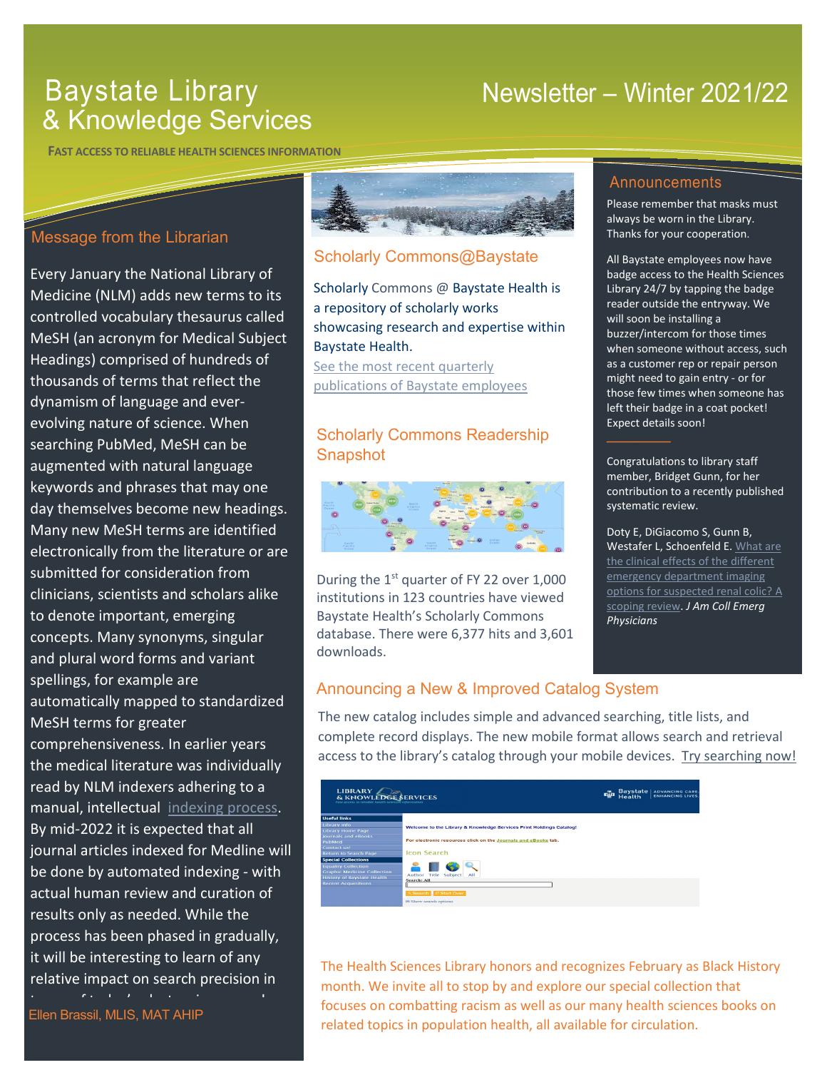# Baystate Library & Knowledge Services

# Newsletter – Winter 2021/22

**FAST ACCESS TO RELIABLE HEALTH SCIENCES INFORMATION**

## Message from the Librarian

Every January the National Library of Medicine (NLM) adds new terms to its controlled vocabulary thesaurus called MeSH (an acronym for Medical Subject Headings) comprised of hundreds of thousands of terms that reflect the dynamism of language and ever-evolving nature of science. When searching PubMed, MeSH can be augmented with natural language keywords and phrases that may one day themselves become new headings. Many new MeSH terms are identified electronically from the literature or are submitted for consideration from clinicians, scientists and scholars alike to denote important, emerging concepts. Many synonyms, singular and plural word forms and variant spellings, for example are automatically mapped to standardized MeSH terms for greater comprehensiveness. In earlier years the medical literature was individually read by NLM indexers adhering to a manual, intellectual indexing process. By mid-2022 it is expected that all journal articles indexed for Medline will be done by automated indexing - with actual human review and curation of results only as needed. While the process has been phased in gradually, it will be interesting to learn of any relative impact on search precision in

Ellen Brassil, MLIS, MAT AHIP

## Scholarly Commons@Baystate

Scholarly Commons @ Baystate Health is a repository of scholarly works showcasing research and expertise within Baystate Health.

See the most recent quarterly publications of Baystate employees

## Scholarly Commons Readership Snapshot

During the 1st quarter of FY 22 over 1,000 institutions in 123 countries have viewed Baystate Health's Scholarly Commons database. There were 6,377 hits and 3,601 downloads.

## Announcements

Please remember that masks must always be worn in the Library. Thanks for your cooperation.

All Baystate employees now have badge access to the Health Sciences Library 24/7 by tapping the badge reader outside the entryway. We will soon be installing a buzzer/intercom for those times when someone without access, such as a customer rep or repair person might need to gain entry - or for those few times when someone has left their badge in a coat pocket! Expect details soon!

Congratulations to library staff member, Bridget Gunn, for her contribution to a recently published systematic review.

Doty E, DiGiacomo S, Gunn B, Westafer L, Schoenfeld E. What are the clinical effects of the different emergency department imaging options for suspected renal colic? A scoping review. *J Am Coll Emerg Physicians*

## Announcing a New & Improved Catalog System

The new catalog includes simple and advanced searching, title lists, and complete record displays. The new mobile format allows search and retrieval access to the library's catalog through your mobile devices. Try searching now!

The Health Sciences Library honors and recognizes February as Black History month. We invite all to stop by and explore our special collection that focuses on combatting racism as well as our many health sciences books on related topics in population health, all available for circulation.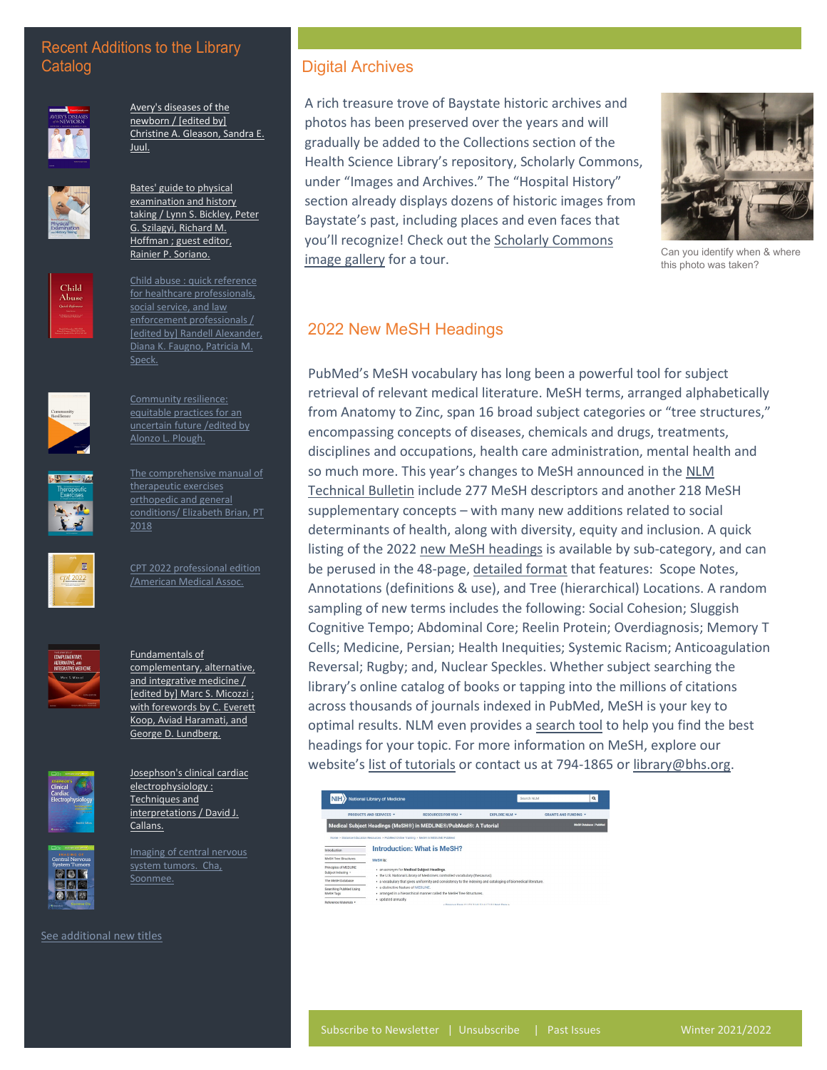## Recent Additions to the Library Catalog

Avery's diseases of the newborn / [edited by] Christine A. Gleason, Sandra E. Juul.

Bates' guide to physical examination and history taking / Lynn S. Bickley, Peter G. Szilagyi, Richard M. Hoffman ; guest editor, Rainier P. Soriano.

Child abuse : quick reference for healthcare professionals, social service, and law enforcement professionals / [edited by] Randell Alexander, Diana K. Faugno, Patricia M. Speck.

Community resilience: equitable practices for an uncertain future /edited by Alonzo L. Plough.

The comprehensive manual of therapeutic exercises orthopedic and general conditions/ Elizabeth Brian, PT 2018

CPT 2022 professional edition /American Medical Assoc.

Fundamentals of complementary, alternative, and integrative medicine / [edited by] Marc S. Micozzi ; with forewords by C. Everett Koop, Aviad Haramati, and George D. Lundberg.

Josephson's clinical cardiac electrophysiology : Techniques and interpretations / David J. Callans.

Imaging of central nervous system tumors. Cha, Soonmee.

See additional new titles

## Digital Archives

A rich treasure trove of Baystate historic archives and photos has been preserved over the years and will gradually be added to the Collections section of the Health Science Library's repository, Scholarly Commons, under "Images and Archives." The "Hospital History" section already displays dozens of historic images from Baystate's past, including places and even faces that you'll recognize! Check out the Scholarly Commons image gallery for a tour.

Can you identify when & where this photo was taken?

## 2022 New MeSH Headings

PubMed's MeSH vocabulary has long been a powerful tool for subject retrieval of relevant medical literature. MeSH terms, arranged alphabetically from Anatomy to Zinc, span 16 broad subject categories or "tree structures," encompassing concepts of diseases, chemicals and drugs, treatments, disciplines and occupations, health care administration, mental health and so much more. This year's changes to MeSH announced in the NLM Technical Bulletin include 277 MeSH descriptors and another 218 MeSH supplementary concepts – with many new additions related to social determinants of health, along with diversity, equity and inclusion. A quick listing of the 2022 new MeSH headings is available by sub-category, and can be perused in the 48-page, detailed format that features: Scope Notes, Annotations (definitions & use), and Tree (hierarchical) Locations. A random sampling of new terms includes the following: Social Cohesion; Sluggish Cognitive Tempo; Abdominal Core; Reelin Protein; Overdiagnosis; Memory T Cells; Medicine, Persian; Health Inequities; Systemic Racism; Anticoagulation Reversal; Rugby; and, Nuclear Speckles. Whether subject searching the library's online catalog of books or tapping into the millions of citations across thousands of journals indexed in PubMed, MeSH is your key to optimal results. NLM even provides a search tool to help you find the best headings for your topic. For more information on MeSH, explore our website's list of tutorials or contact us at 794-1865 or library@bhs.org.

Subscribe to Newsletter | Unsubscribe | Past Issues | Winter 2021/2022